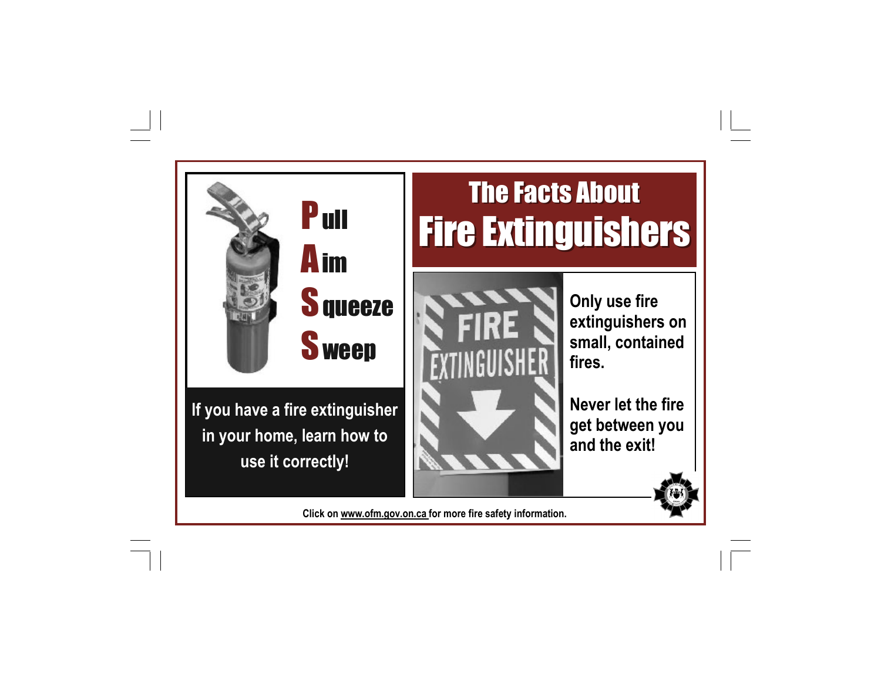# The Facts About Fire Extinguishers

**P**ull
**A**im
**S**queeze
**S**weep

**If you have a fire extinguisher in your home, learn how to use it correctly!**

FIRE EXTINGUISHER

**Only use fire extinguishers on small, contained fires.**

**Never let the fire get between you and the exit!**

Click on www.ofm.gov.on.ca for more fire safety information.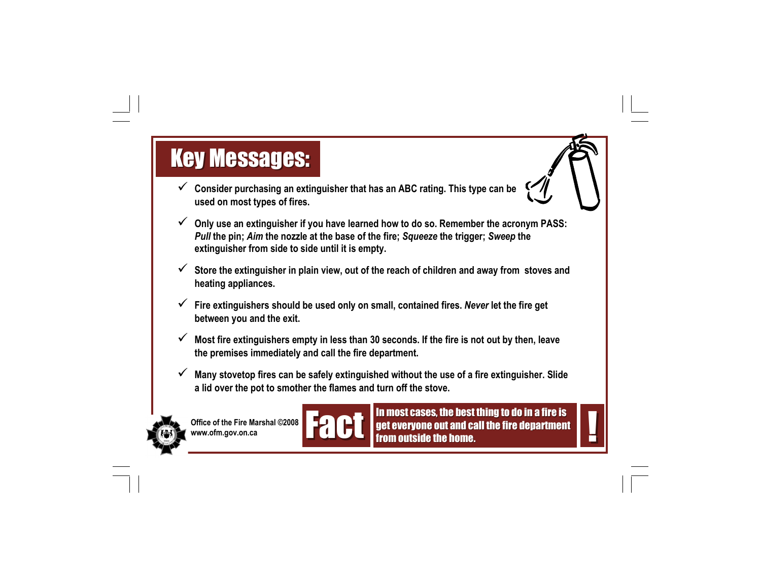## Key Messages:

- Consider purchasing an extinguisher that has an ABC rating. This type can be used on most types of fires.
- Only use an extinguisher if you have learned how to do so. Remember the acronym PASS: *Pull* the pin; *Aim* the nozzle at the base of the fire; *Squeeze* the trigger; *Sweep* the extinguisher from side to side until it is empty.
- Store the extinguisher in plain view, out of the reach of children and away from stoves and heating appliances.
- Fire extinguishers should be used only on small, contained fires. *Never* let the fire get between you and the exit.
- Most fire extinguishers empty in less than 30 seconds. If the fire is not out by then, leave the premises immediately and call the fire department.
- Many stovetop fires can be safely extinguished without the use of a fire extinguisher. Slide a lid over the pot to smother the flames and turn off the stove.

Office of the Fire Marshal ©2008
www.ofm.gov.on.ca

**Fact**

**In most cases, the best thing to do in a fire is get everyone out and call the fire department from outside the home.**

**!**